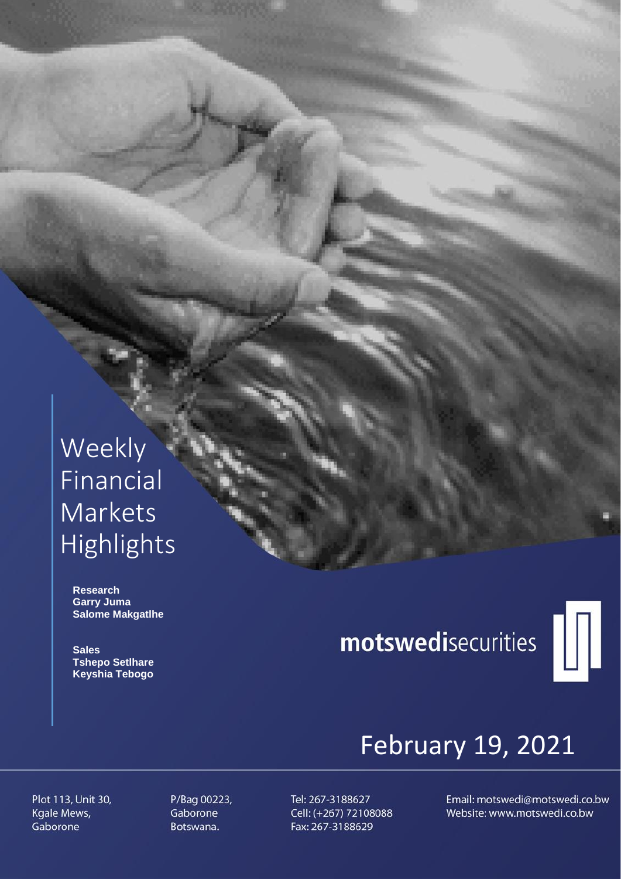# Weekly Financial Markets Highlights

**Research**
**Garry Juma**
**Salome Makgatlhe**

**Sales**
**Tshepo Setlhare**
**Keyshia Tebogo**

**motswedi**securities

## February 19, 2021

Plot 113, Unit 30,
Kgale Mews,
Gaborone

P/Bag 00223,
Gaborone
Botswana.

Tel: 267-3188627
Cell: (+267) 72108088
Fax: 267-3188629

Email: motswedi@motswedi.co.bw
Website: www.motswedi.co.bw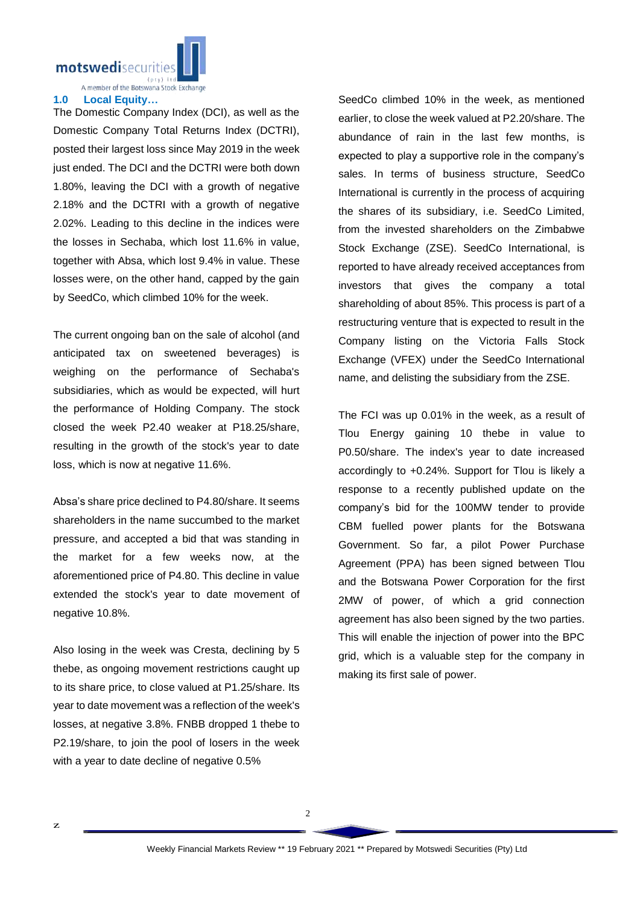## 1.0 Local Equity…

The Domestic Company Index (DCI), as well as the Domestic Company Total Returns Index (DCTRI), posted their largest loss since May 2019 in the week just ended. The DCI and the DCTRI were both down 1.80%, leaving the DCI with a growth of negative 2.18% and the DCTRI with a growth of negative 2.02%. Leading to this decline in the indices were the losses in Sechaba, which lost 11.6% in value, together with Absa, which lost 9.4% in value. These losses were, on the other hand, capped by the gain by SeedCo, which climbed 10% for the week.

The current ongoing ban on the sale of alcohol (and anticipated tax on sweetened beverages) is weighing on the performance of Sechaba's subsidiaries, which as would be expected, will hurt the performance of Holding Company. The stock closed the week P2.40 weaker at P18.25/share, resulting in the growth of the stock's year to date loss, which is now at negative 11.6%.

Absa's share price declined to P4.80/share. It seems shareholders in the name succumbed to the market pressure, and accepted a bid that was standing in the market for a few weeks now, at the aforementioned price of P4.80. This decline in value extended the stock's year to date movement of negative 10.8%.

Also losing in the week was Cresta, declining by 5 thebe, as ongoing movement restrictions caught up to its share price, to close valued at P1.25/share. Its year to date movement was a reflection of the week's losses, at negative 3.8%. FNBB dropped 1 thebe to P2.19/share, to join the pool of losers in the week with a year to date decline of negative 0.5%

SeedCo climbed 10% in the week, as mentioned earlier, to close the week valued at P2.20/share. The abundance of rain in the last few months, is expected to play a supportive role in the company's sales. In terms of business structure, SeedCo International is currently in the process of acquiring the shares of its subsidiary, i.e. SeedCo Limited, from the invested shareholders on the Zimbabwe Stock Exchange (ZSE). SeedCo International, is reported to have already received acceptances from investors that gives the company a total shareholding of about 85%. This process is part of a restructuring venture that is expected to result in the Company listing on the Victoria Falls Stock Exchange (VFEX) under the SeedCo International name, and delisting the subsidiary from the ZSE.

The FCI was up 0.01% in the week, as a result of Tlou Energy gaining 10 thebe in value to P0.50/share. The index's year to date increased accordingly to +0.24%. Support for Tlou is likely a response to a recently published update on the company's bid for the 100MW tender to provide CBM fuelled power plants for the Botswana Government. So far, a pilot Power Purchase Agreement (PPA) has been signed between Tlou and the Botswana Power Corporation for the first 2MW of power, of which a grid connection agreement has also been signed by the two parties. This will enable the injection of power into the BPC grid, which is a valuable step for the company in making its first sale of power.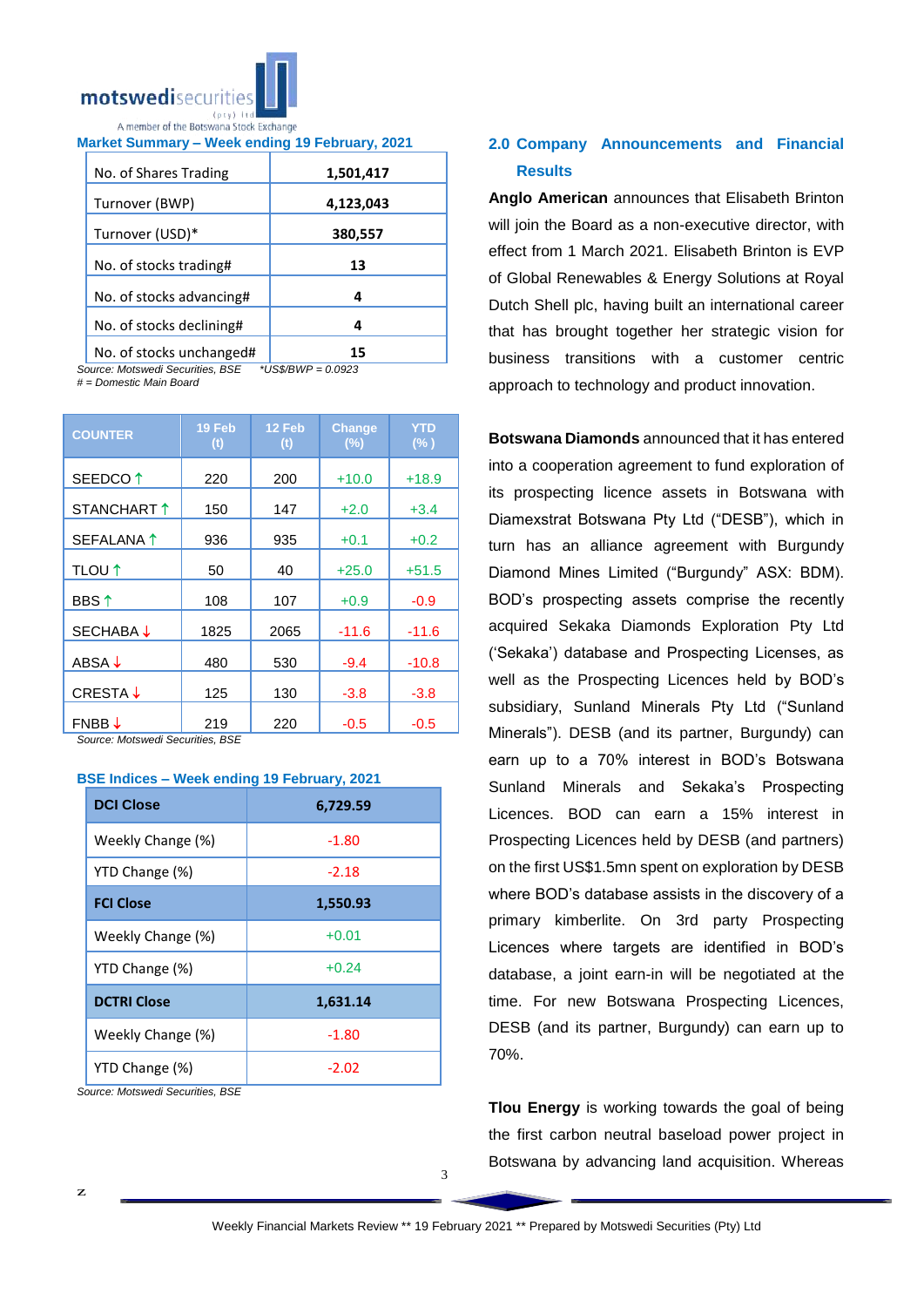**Market Summary – Week ending 19 February, 2021**

| | |
|---|---|
| No. of Shares Trading | 1,501,417 |
| Turnover (BWP) | 4,123,043 |
| Turnover (USD)* | 380,557 |
| No. of stocks trading# | 13 |
| No. of stocks advancing# | 4 |
| No. of stocks declining# | 4 |
| No. of stocks unchanged# | 15 |

*Source: Motswedi Securities, BSE* *US$/BWP = 0.0923*
*# = Domestic Main Board*

| COUNTER | 19 Feb (t) | 12 Feb (t) | Change (%) | YTD (% ) |
|---|---|---|---|---|
| SEEDCO ↑ | 220 | 200 | +10.0 | +18.9 |
| STANCHART ↑ | 150 | 147 | +2.0 | +3.4 |
| SEFALANA ↑ | 936 | 935 | +0.1 | +0.2 |
| TLOU ↑ | 50 | 40 | +25.0 | +51.5 |
| BBS ↑ | 108 | 107 | +0.9 | -0.9 |
| SECHABA ↓ | 1825 | 2065 | -11.6 | -11.6 |
| ABSA ↓ | 480 | 530 | -9.4 | -10.8 |
| CRESTA ↓ | 125 | 130 | -3.8 | -3.8 |
| FNBB ↓ | 219 | 220 | -0.5 | -0.5 |

*Source: Motswedi Securities, BSE*

**BSE Indices – Week ending 19 February, 2021**

| | |
|---|---|
| **DCI Close** | **6,729.59** |
| Weekly Change (%) | -1.80 |
| YTD Change (%) | -2.18 |
| **FCI Close** | **1,550.93** |
| Weekly Change (%) | +0.01 |
| YTD Change (%) | +0.24 |
| **DCTRI Close** | **1,631.14** |
| Weekly Change (%) | -1.80 |
| YTD Change (%) | -2.02 |

*Source: Motswedi Securities, BSE*

## 2.0 Company Announcements and Financial Results

**Anglo American** announces that Elisabeth Brinton will join the Board as a non-executive director, with effect from 1 March 2021. Elisabeth Brinton is EVP of Global Renewables & Energy Solutions at Royal Dutch Shell plc, having built an international career that has brought together her strategic vision for business transitions with a customer centric approach to technology and product innovation.

**Botswana Diamonds** announced that it has entered into a cooperation agreement to fund exploration of its prospecting licence assets in Botswana with Diamexstrat Botswana Pty Ltd ("DESB"), which in turn has an alliance agreement with Burgundy Diamond Mines Limited ("Burgundy" ASX: BDM). BOD's prospecting assets comprise the recently acquired Sekaka Diamonds Exploration Pty Ltd ('Sekaka') database and Prospecting Licenses, as well as the Prospecting Licences held by BOD's subsidiary, Sunland Minerals Pty Ltd ("Sunland Minerals"). DESB (and its partner, Burgundy) can earn up to a 70% interest in BOD's Botswana Sunland Minerals and Sekaka's Prospecting Licences. BOD can earn a 15% interest in Prospecting Licences held by DESB (and partners) on the first US$1.5mn spent on exploration by DESB where BOD's database assists in the discovery of a primary kimberlite. On 3rd party Prospecting Licences where targets are identified in BOD's database, a joint earn-in will be negotiated at the time. For new Botswana Prospecting Licences, DESB (and its partner, Burgundy) can earn up to 70%.

**Tlou Energy** is working towards the goal of being the first carbon neutral baseload power project in Botswana by advancing land acquisition. Whereas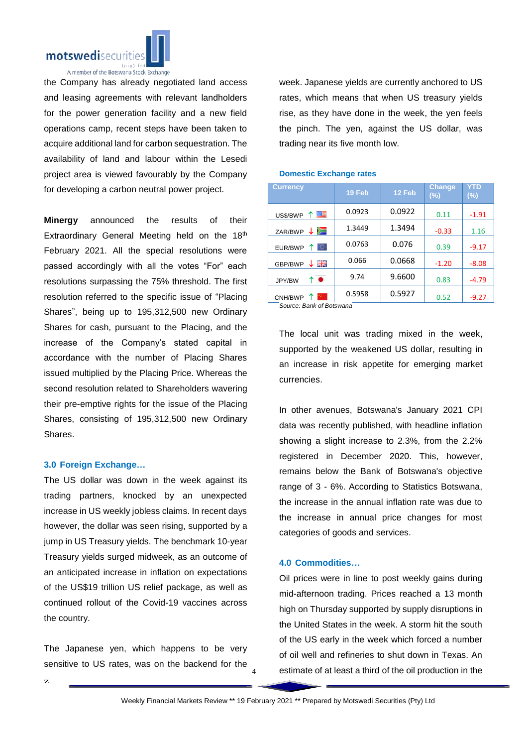the Company has already negotiated land access and leasing agreements with relevant landholders for the power generation facility and a new field operations camp, recent steps have been taken to acquire additional land for carbon sequestration. The availability of land and labour within the Lesedi project area is viewed favourably by the Company for developing a carbon neutral power project.

**Minergy** announced the results of their Extraordinary General Meeting held on the 18th February 2021. All the special resolutions were passed accordingly with all the votes "For" each resolutions surpassing the 75% threshold. The first resolution referred to the specific issue of "Placing Shares", being up to 195,312,500 new Ordinary Shares for cash, pursuant to the Placing, and the increase of the Company's stated capital in accordance with the number of Placing Shares issued multiplied by the Placing Price. Whereas the second resolution related to Shareholders wavering their pre-emptive rights for the issue of the Placing Shares, consisting of 195,312,500 new Ordinary Shares.

## 3.0 Foreign Exchange…

The US dollar was down in the week against its trading partners, knocked by an unexpected increase in US weekly jobless claims. In recent days however, the dollar was seen rising, supported by a jump in US Treasury yields. The benchmark 10-year Treasury yields surged midweek, as an outcome of an anticipated increase in inflation on expectations of the US$19 trillion US relief package, as well as continued rollout of the Covid-19 vaccines across the country.

The Japanese yen, which happens to be very sensitive to US rates, was on the backend for the week. Japanese yields are currently anchored to US rates, which means that when US treasury yields rise, as they have done in the week, the yen feels the pinch. The yen, against the US dollar, was trading near its five month low.

**Domestic Exchange rates**

| Currency | 19 Feb | 12 Feb | Change (%) | YTD (%) |
|---|---|---|---|---|
| US$/BWP ↑ | 0.0923 | 0.0922 | 0.11 | -1.91 |
| ZAR/BWP ↓ | 1.3449 | 1.3494 | -0.33 | 1.16 |
| EUR/BWP ↑ | 0.0763 | 0.076 | 0.39 | -9.17 |
| GBP/BWP ↓ | 0.066 | 0.0668 | -1.20 | -8.08 |
| JPY/BW ↑ | 9.74 | 9.6600 | 0.83 | -4.79 |
| CNH/BWP ↑ | 0.5958 | 0.5927 | 0.52 | -9.27 |

*Source: Bank of Botswana*

The local unit was trading mixed in the week, supported by the weakened US dollar, resulting in an increase in risk appetite for emerging market currencies.

In other avenues, Botswana's January 2021 CPI data was recently published, with headline inflation showing a slight increase to 2.3%, from the 2.2% registered in December 2020. This, however, remains below the Bank of Botswana's objective range of 3 - 6%. According to Statistics Botswana, the increase in the annual inflation rate was due to the increase in annual price changes for most categories of goods and services.

## 4.0 Commodities…

Oil prices were in line to post weekly gains during mid-afternoon trading. Prices reached a 13 month high on Thursday supported by supply disruptions in the United States in the week. A storm hit the south of the US early in the week which forced a number of oil well and refineries to shut down in Texas. An estimate of at least a third of the oil production in the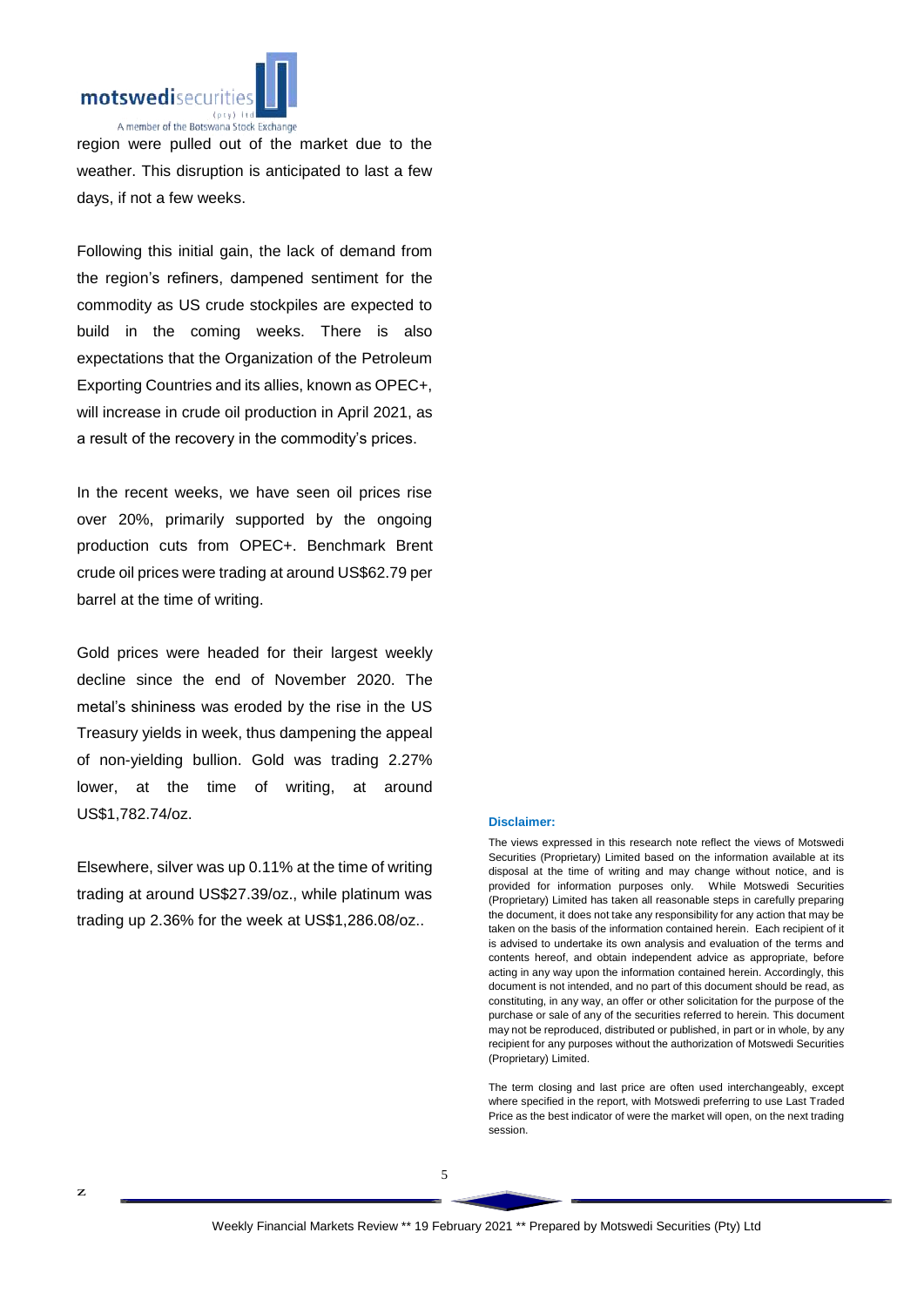region were pulled out of the market due to the weather. This disruption is anticipated to last a few days, if not a few weeks.

Following this initial gain, the lack of demand from the region's refiners, dampened sentiment for the commodity as US crude stockpiles are expected to build in the coming weeks. There is also expectations that the Organization of the Petroleum Exporting Countries and its allies, known as OPEC+, will increase in crude oil production in April 2021, as a result of the recovery in the commodity's prices.

In the recent weeks, we have seen oil prices rise over 20%, primarily supported by the ongoing production cuts from OPEC+. Benchmark Brent crude oil prices were trading at around US$62.79 per barrel at the time of writing.

Gold prices were headed for their largest weekly decline since the end of November 2020. The metal's shininess was eroded by the rise in the US Treasury yields in week, thus dampening the appeal of non-yielding bullion. Gold was trading 2.27% lower, at the time of writing, at around US$1,782.74/oz.

Elsewhere, silver was up 0.11% at the time of writing trading at around US$27.39/oz., while platinum was trading up 2.36% for the week at US$1,286.08/oz..

**Disclaimer:**

The views expressed in this research note reflect the views of Motswedi Securities (Proprietary) Limited based on the information available at its disposal at the time of writing and may change without notice, and is provided for information purposes only. While Motswedi Securities (Proprietary) Limited has taken all reasonable steps in carefully preparing the document, it does not take any responsibility for any action that may be taken on the basis of the information contained herein. Each recipient of it is advised to undertake its own analysis and evaluation of the terms and contents hereof, and obtain independent advice as appropriate, before acting in any way upon the information contained herein. Accordingly, this document is not intended, and no part of this document should be read, as constituting, in any way, an offer or other solicitation for the purpose of the purchase or sale of any of the securities referred to herein. This document may not be reproduced, distributed or published, in part or in whole, by any recipient for any purposes without the authorization of Motswedi Securities (Proprietary) Limited.

The term closing and last price are often used interchangeably, except where specified in the report, with Motswedi preferring to use Last Traded Price as the best indicator of were the market will open, on the next trading session.